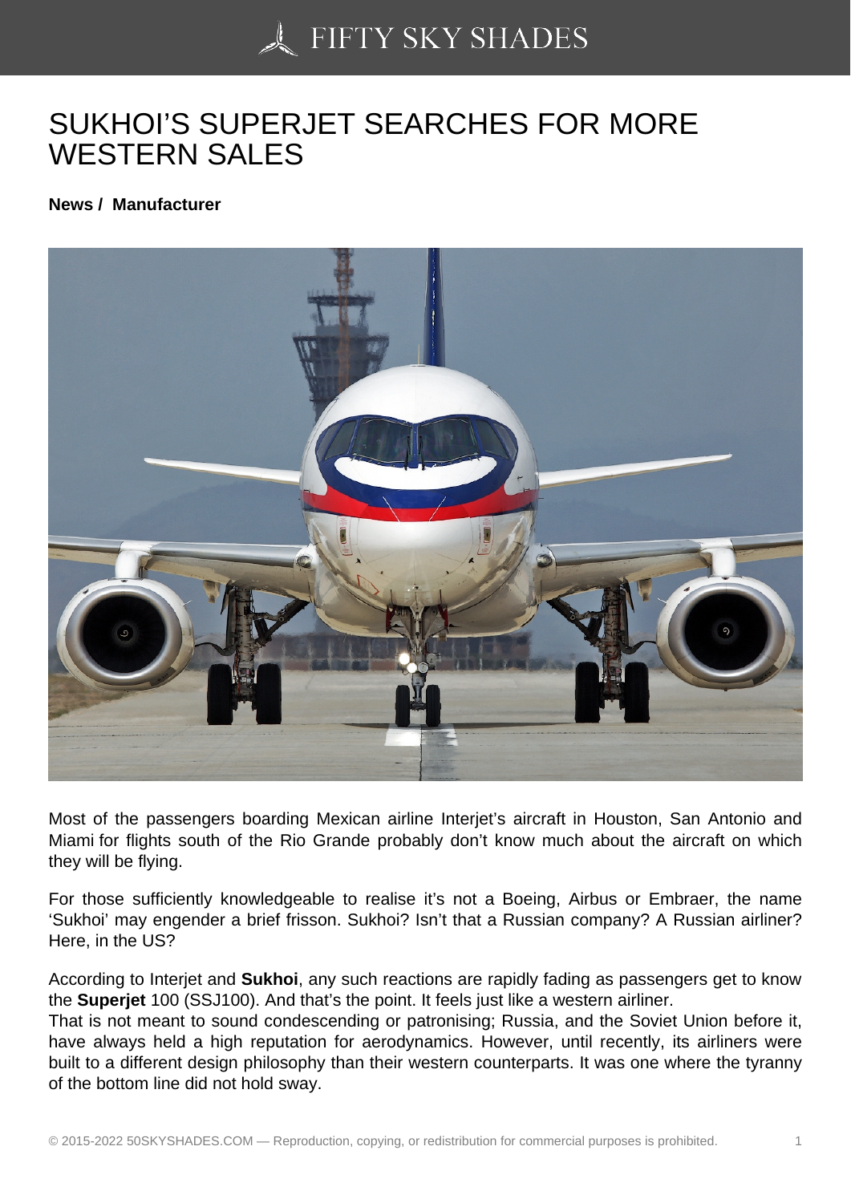# SUKHOI'S SUPERJET SEARCHES FOR MORE WESTERN SALES

**News / Manufacturer**

Most of the passengers boarding Mexican airline Interjet's aircraft in Houston, San Antonio and Miami for flights south of the Rio Grande probably don't know much about the aircraft on which they will be flying.

For those sufficiently knowledgeable to realise it's not a Boeing, Airbus or Embraer, the name 'Sukhoi' may engender a brief frisson. Sukhoi? Isn't that a Russian company? A Russian airliner? Here, in the US?

According to Interjet and **Sukhoi**, any such reactions are rapidly fading as passengers get to know the **Superjet** 100 (SSJ100). And that's the point. It feels just like a western airliner.
That is not meant to sound condescending or patronising; Russia, and the Soviet Union before it, have always held a high reputation for aerodynamics. However, until recently, its airliners were built to a different design philosophy than their western counterparts. It was one where the tyranny of the bottom line did not hold sway.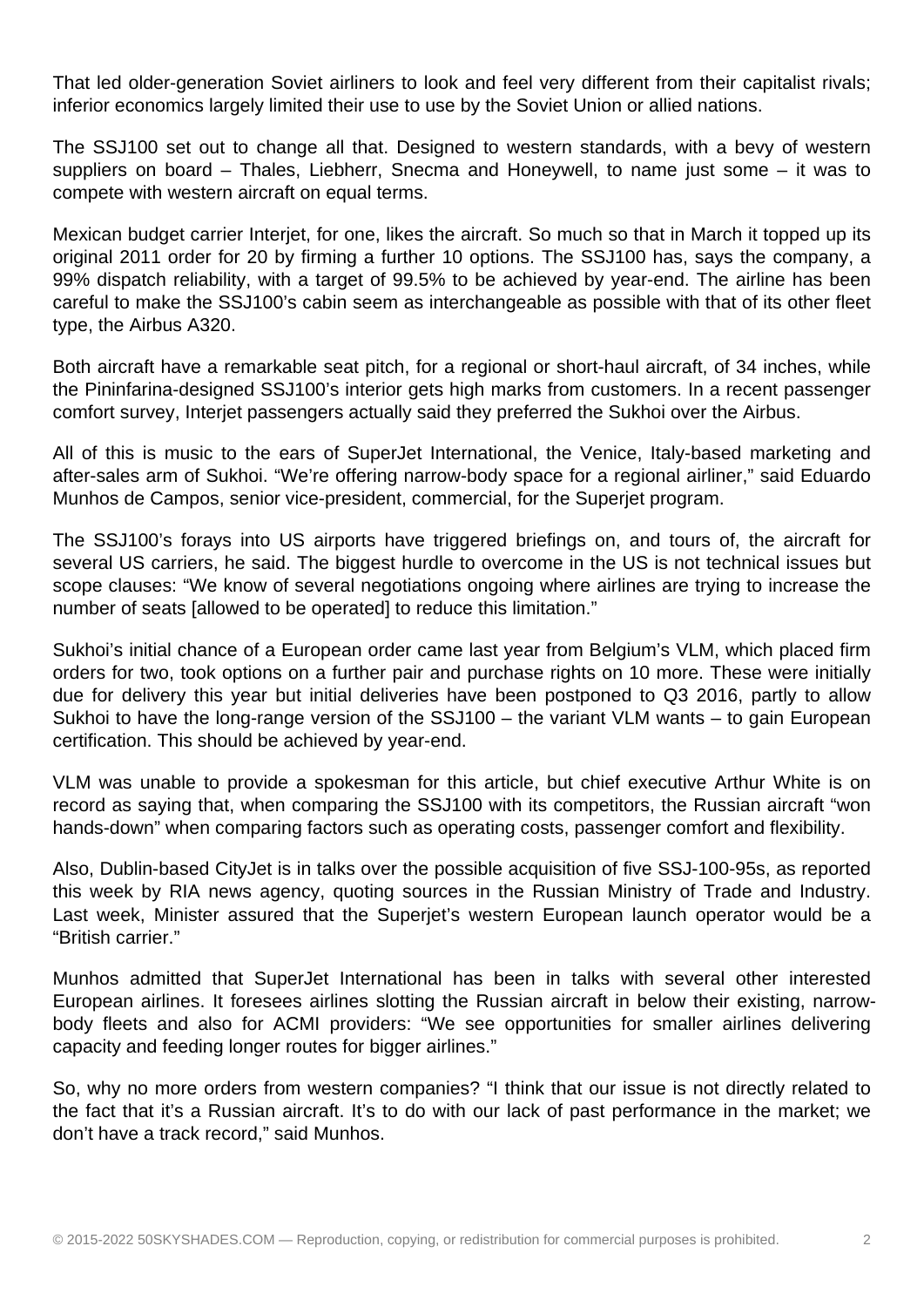That led older-generation Soviet airliners to look and feel very different from their capitalist rivals; inferior economics largely limited their use to use by the Soviet Union or allied nations.

The SSJ100 set out to change all that. Designed to western standards, with a bevy of western suppliers on board – Thales, Liebherr, Snecma and Honeywell, to name just some – it was to compete with western aircraft on equal terms.

Mexican budget carrier Interjet, for one, likes the aircraft. So much so that in March it topped up its original 2011 order for 20 by firming a further 10 options. The SSJ100 has, says the company, a 99% dispatch reliability, with a target of 99.5% to be achieved by year-end. The airline has been careful to make the SSJ100's cabin seem as interchangeable as possible with that of its other fleet type, the Airbus A320.

Both aircraft have a remarkable seat pitch, for a regional or short-haul aircraft, of 34 inches, while the Pininfarina-designed SSJ100's interior gets high marks from customers. In a recent passenger comfort survey, Interjet passengers actually said they preferred the Sukhoi over the Airbus.

All of this is music to the ears of SuperJet International, the Venice, Italy-based marketing and after-sales arm of Sukhoi. "We're offering narrow-body space for a regional airliner," said Eduardo Munhos de Campos, senior vice-president, commercial, for the Superjet program.

The SSJ100's forays into US airports have triggered briefings on, and tours of, the aircraft for several US carriers, he said. The biggest hurdle to overcome in the US is not technical issues but scope clauses: "We know of several negotiations ongoing where airlines are trying to increase the number of seats [allowed to be operated] to reduce this limitation."

Sukhoi's initial chance of a European order came last year from Belgium's VLM, which placed firm orders for two, took options on a further pair and purchase rights on 10 more. These were initially due for delivery this year but initial deliveries have been postponed to Q3 2016, partly to allow Sukhoi to have the long-range version of the SSJ100 – the variant VLM wants – to gain European certification. This should be achieved by year-end.

VLM was unable to provide a spokesman for this article, but chief executive Arthur White is on record as saying that, when comparing the SSJ100 with its competitors, the Russian aircraft "won hands-down" when comparing factors such as operating costs, passenger comfort and flexibility.

Also, Dublin-based CityJet is in talks over the possible acquisition of five SSJ-100-95s, as reported this week by RIA news agency, quoting sources in the Russian Ministry of Trade and Industry. Last week, Minister assured that the Superjet's western European launch operator would be a "British carrier."

Munhos admitted that SuperJet International has been in talks with several other interested European airlines. It foresees airlines slotting the Russian aircraft in below their existing, narrow-body fleets and also for ACMI providers: "We see opportunities for smaller airlines delivering capacity and feeding longer routes for bigger airlines."

So, why no more orders from western companies? "I think that our issue is not directly related to the fact that it's a Russian aircraft. It's to do with our lack of past performance in the market; we don't have a track record," said Munhos.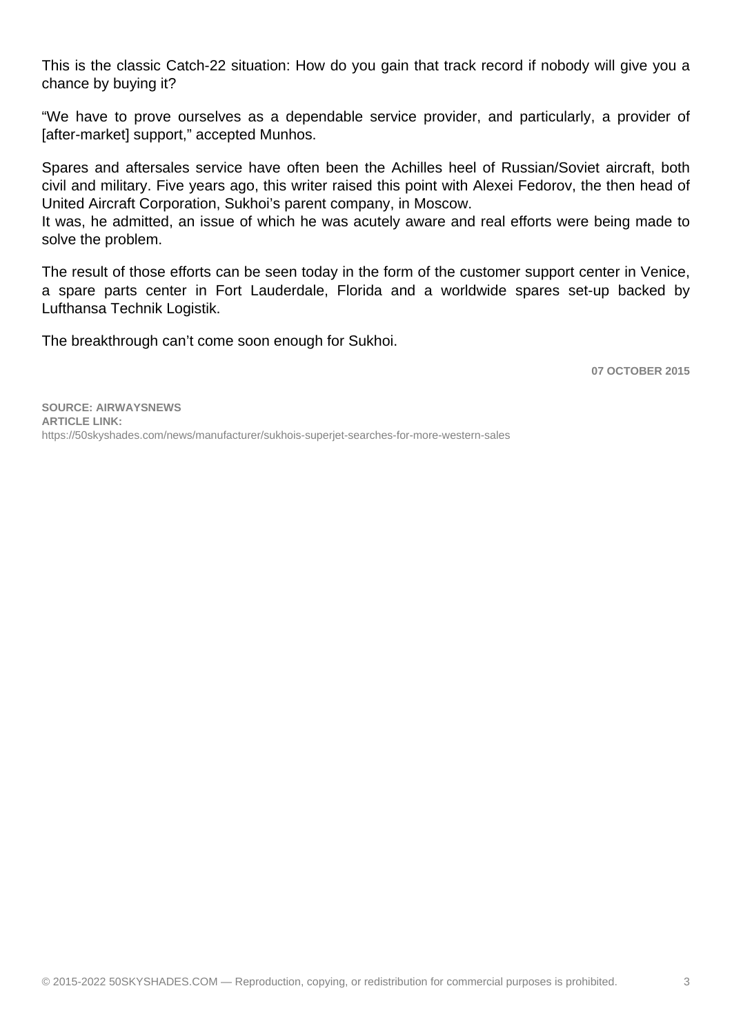This is the classic Catch-22 situation: How do you gain that track record if nobody will give you a chance by buying it?

“We have to prove ourselves as a dependable service provider, and particularly, a provider of [after-market] support,” accepted Munhos.

Spares and aftersales service have often been the Achilles heel of Russian/Soviet aircraft, both civil and military. Five years ago, this writer raised this point with Alexei Fedorov, the then head of United Aircraft Corporation, Sukhoi’s parent company, in Moscow.
It was, he admitted, an issue of which he was acutely aware and real efforts were being made to solve the problem.

The result of those efforts can be seen today in the form of the customer support center in Venice, a spare parts center in Fort Lauderdale, Florida and a worldwide spares set-up backed by Lufthansa Technik Logistik.

The breakthrough can’t come soon enough for Sukhoi.

**07 OCTOBER 2015**

**SOURCE: AIRWAYSNEWS**
**ARTICLE LINK:**
https://50skyshades.com/news/manufacturer/sukhois-superjet-searches-for-more-western-sales